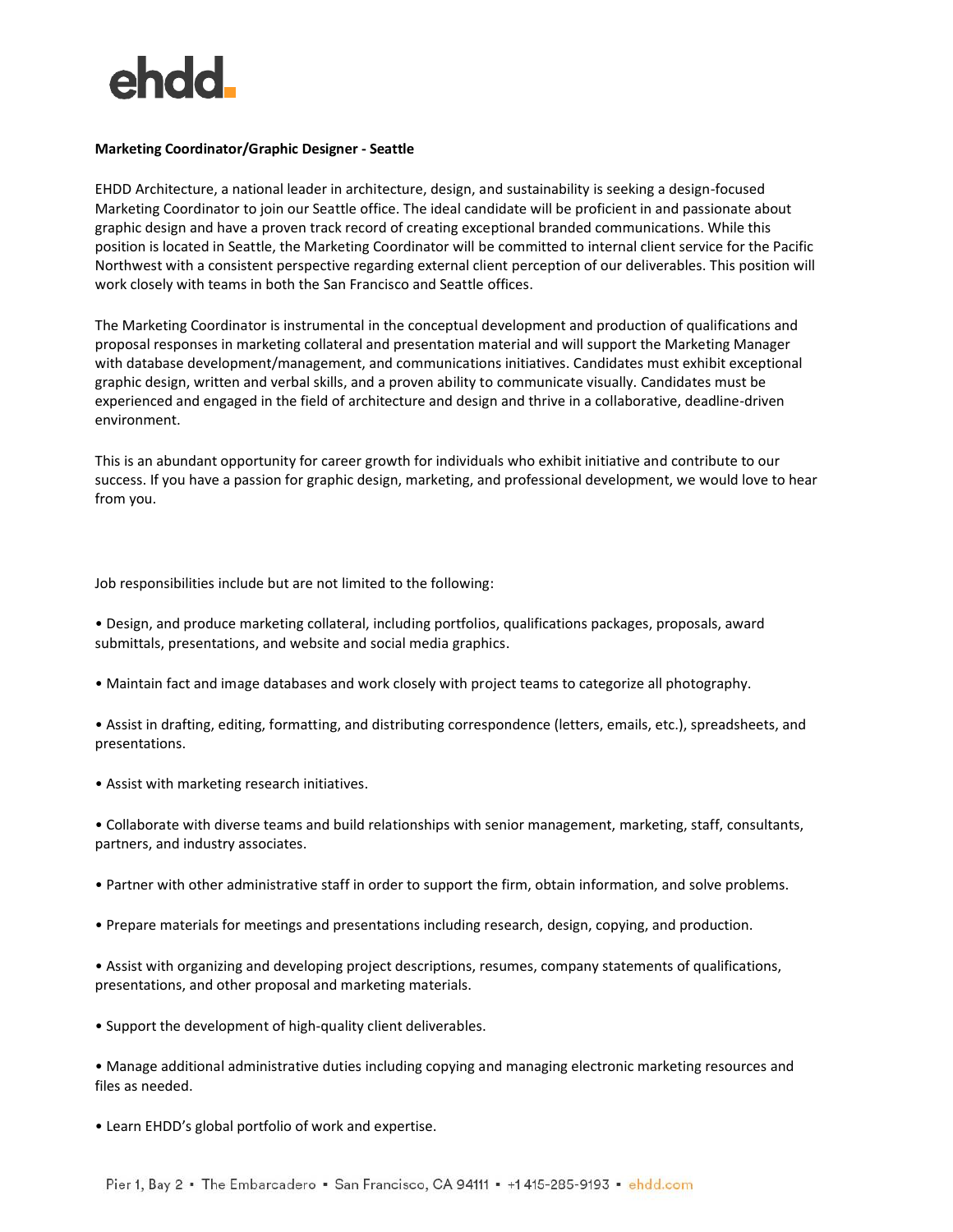ehdd.

**Marketing Coordinator/Graphic Designer - Seattle**

EHDD Architecture, a national leader in architecture, design, and sustainability is seeking a design-focused Marketing Coordinator to join our Seattle office. The ideal candidate will be proficient in and passionate about graphic design and have a proven track record of creating exceptional branded communications. While this position is located in Seattle, the Marketing Coordinator will be committed to internal client service for the Pacific Northwest with a consistent perspective regarding external client perception of our deliverables. This position will work closely with teams in both the San Francisco and Seattle offices.

The Marketing Coordinator is instrumental in the conceptual development and production of qualifications and proposal responses in marketing collateral and presentation material and will support the Marketing Manager with database development/management, and communications initiatives. Candidates must exhibit exceptional graphic design, written and verbal skills, and a proven ability to communicate visually. Candidates must be experienced and engaged in the field of architecture and design and thrive in a collaborative, deadline-driven environment.

This is an abundant opportunity for career growth for individuals who exhibit initiative and contribute to our success. If you have a passion for graphic design, marketing, and professional development, we would love to hear from you.

Job responsibilities include but are not limited to the following:

- Design, and produce marketing collateral, including portfolios, qualifications packages, proposals, award submittals, presentations, and website and social media graphics.
- Maintain fact and image databases and work closely with project teams to categorize all photography.
- Assist in drafting, editing, formatting, and distributing correspondence (letters, emails, etc.), spreadsheets, and presentations.
- Assist with marketing research initiatives.
- Collaborate with diverse teams and build relationships with senior management, marketing, staff, consultants, partners, and industry associates.
- Partner with other administrative staff in order to support the firm, obtain information, and solve problems.
- Prepare materials for meetings and presentations including research, design, copying, and production.
- Assist with organizing and developing project descriptions, resumes, company statements of qualifications, presentations, and other proposal and marketing materials.
- Support the development of high-quality client deliverables.
- Manage additional administrative duties including copying and managing electronic marketing resources and files as needed.
- Learn EHDD's global portfolio of work and expertise.

Pier 1, Bay 2 ▪ The Embarcadero ▪ San Francisco, CA 94111 ▪ +1 415-285-9193 ▪ ehdd.com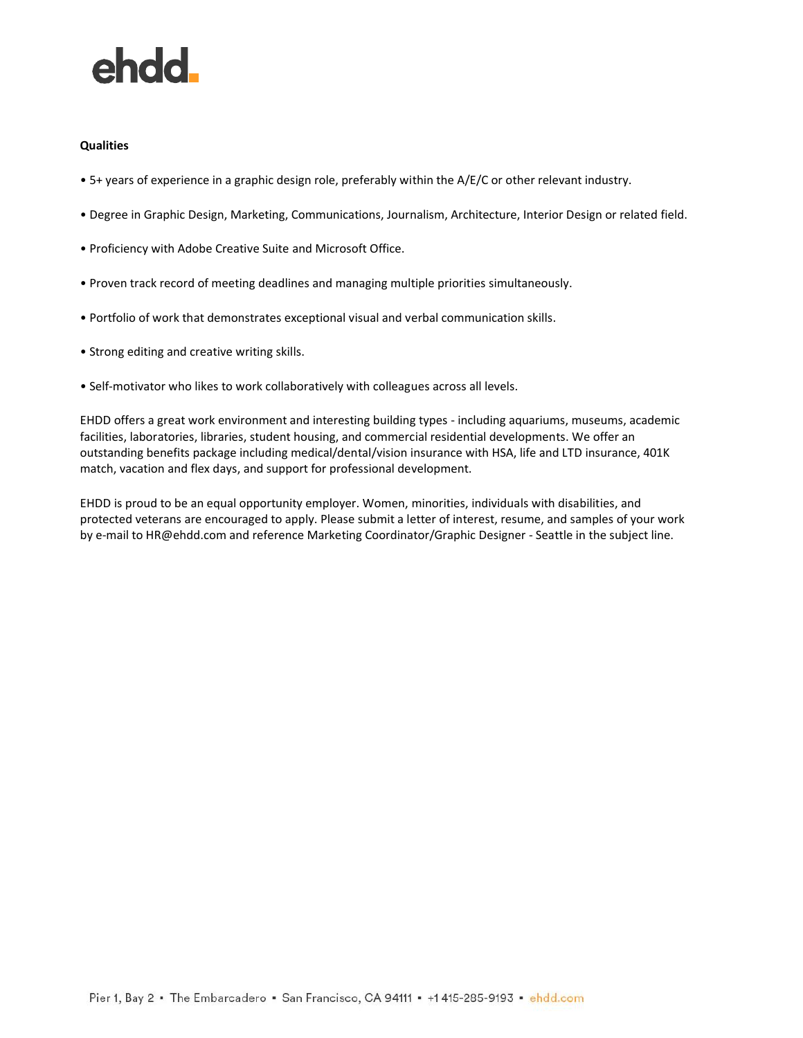**Qualities**

- 5+ years of experience in a graphic design role, preferably within the A/E/C or other relevant industry.
- Degree in Graphic Design, Marketing, Communications, Journalism, Architecture, Interior Design or related field.
- Proficiency with Adobe Creative Suite and Microsoft Office.
- Proven track record of meeting deadlines and managing multiple priorities simultaneously.
- Portfolio of work that demonstrates exceptional visual and verbal communication skills.
- Strong editing and creative writing skills.
- Self-motivator who likes to work collaboratively with colleagues across all levels.

EHDD offers a great work environment and interesting building types - including aquariums, museums, academic facilities, laboratories, libraries, student housing, and commercial residential developments. We offer an outstanding benefits package including medical/dental/vision insurance with HSA, life and LTD insurance, 401K match, vacation and flex days, and support for professional development.

EHDD is proud to be an equal opportunity employer. Women, minorities, individuals with disabilities, and protected veterans are encouraged to apply. Please submit a letter of interest, resume, and samples of your work by e-mail to HR@ehdd.com and reference Marketing Coordinator/Graphic Designer - Seattle in the subject line.